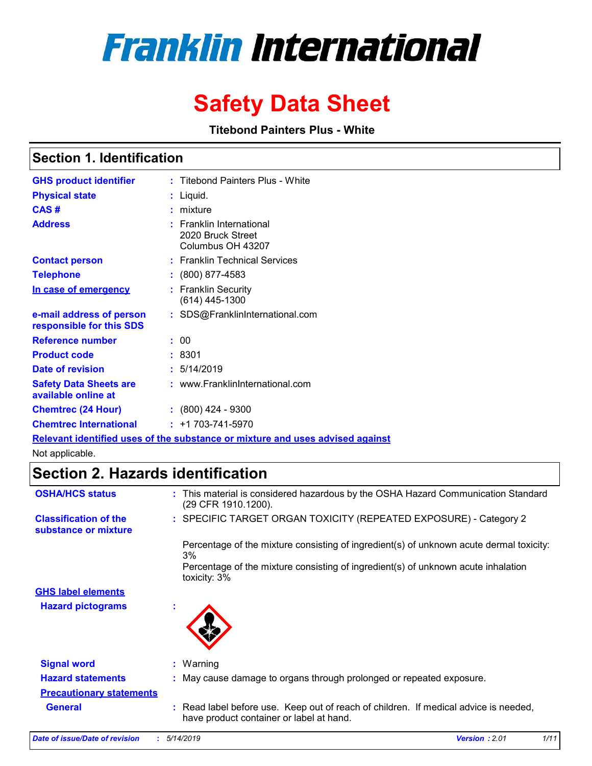# Franklin International

# Safety Data Sheet

**Titebond Painters Plus - White**

## Section 1. Identification

| | | |
|---|---|---|
| **GHS product identifier** | : | Titebond Painters Plus - White |
| **Physical state** | : | Liquid. |
| **CAS #** | : | mixture |
| **Address** | : | Franklin International<br>2020 Bruck Street<br>Columbus OH 43207 |
| **Contact person** | : | Franklin Technical Services |
| **Telephone** | : | (800) 877-4583 |
| **In case of emergency** | : | Franklin Security<br>(614) 445-1300 |
| **e-mail address of person responsible for this SDS** | : | SDS@FranklinInternational.com |
| **Reference number** | : | 00 |
| **Product code** | : | 8301 |
| **Date of revision** | : | 5/14/2019 |
| **Safety Data Sheets are available online at** | : | www.FranklinInternational.com |
| **Chemtrec (24 Hour)** | : | (800) 424 - 9300 |
| **Chemtrec International** | : | +1 703-741-5970 |

**Relevant identified uses of the substance or mixture and uses advised against**

Not applicable.

## Section 2. Hazards identification

| | | |
|---|---|---|
| **OSHA/HCS status** | : | This material is considered hazardous by the OSHA Hazard Communication Standard (29 CFR 1910.1200). |
| **Classification of the substance or mixture** | : | SPECIFIC TARGET ORGAN TOXICITY (REPEATED EXPOSURE) - Category 2<br><br>Percentage of the mixture consisting of ingredient(s) of unknown acute dermal toxicity: 3%<br>Percentage of the mixture consisting of ingredient(s) of unknown acute inhalation toxicity: 3% |

**GHS label elements**

| | | |
|---|---|---|
| **Hazard pictograms** | : | |
| **Signal word** | : | Warning |
| **Hazard statements** | : | May cause damage to organs through prolonged or repeated exposure. |

**Precautionary statements**

| | | |
|---|---|---|
| **General** | : | Read label before use. Keep out of reach of children. If medical advice is needed, have product container or label at hand. |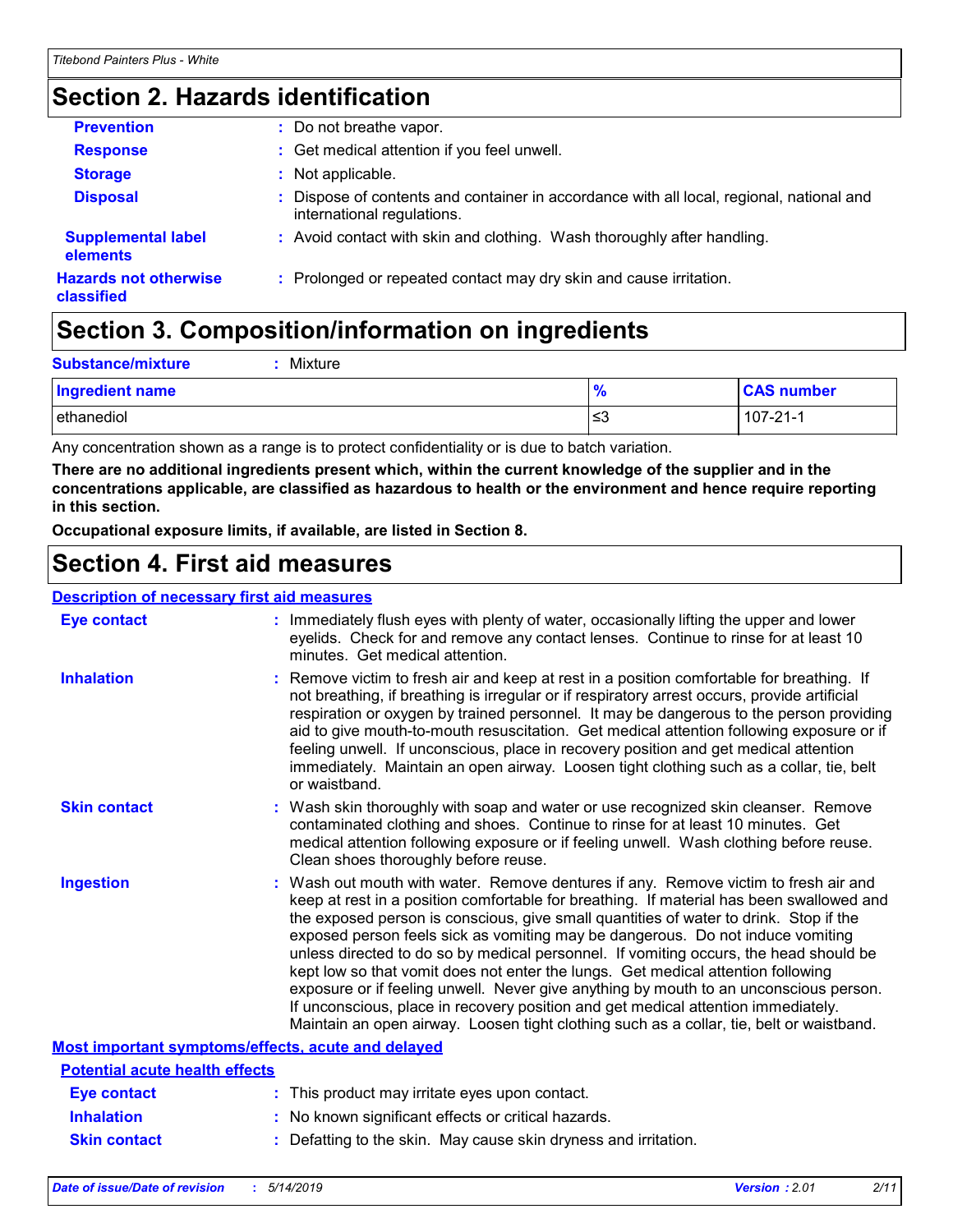## Section 2. Hazards identification

| | |
|---|---|
| **Prevention** | : Do not breathe vapor. |
| **Response** | : Get medical attention if you feel unwell. |
| **Storage** | : Not applicable. |
| **Disposal** | : Dispose of contents and container in accordance with all local, regional, national and international regulations. |
| **Supplemental label elements** | : Avoid contact with skin and clothing. Wash thoroughly after handling. |
| **Hazards not otherwise classified** | : Prolonged or repeated contact may dry skin and cause irritation. |

## Section 3. Composition/information on ingredients

**Substance/mixture** : Mixture

| Ingredient name | % | CAS number |
|---|---|---|
| ethanediol | ≤3 | 107-21-1 |

Any concentration shown as a range is to protect confidentiality or is due to batch variation.

**There are no additional ingredients present which, within the current knowledge of the supplier and in the concentrations applicable, are classified as hazardous to health or the environment and hence require reporting in this section.**

**Occupational exposure limits, if available, are listed in Section 8.**

## Section 4. First aid measures

### Description of necessary first aid measures

| | |
|---|---|
| **Eye contact** | : Immediately flush eyes with plenty of water, occasionally lifting the upper and lower eyelids. Check for and remove any contact lenses. Continue to rinse for at least 10 minutes. Get medical attention. |
| **Inhalation** | : Remove victim to fresh air and keep at rest in a position comfortable for breathing. If not breathing, if breathing is irregular or if respiratory arrest occurs, provide artificial respiration or oxygen by trained personnel. It may be dangerous to the person providing aid to give mouth-to-mouth resuscitation. Get medical attention following exposure or if feeling unwell. If unconscious, place in recovery position and get medical attention immediately. Maintain an open airway. Loosen tight clothing such as a collar, tie, belt or waistband. |
| **Skin contact** | : Wash skin thoroughly with soap and water or use recognized skin cleanser. Remove contaminated clothing and shoes. Continue to rinse for at least 10 minutes. Get medical attention following exposure or if feeling unwell. Wash clothing before reuse. Clean shoes thoroughly before reuse. |
| **Ingestion** | : Wash out mouth with water. Remove dentures if any. Remove victim to fresh air and keep at rest in a position comfortable for breathing. If material has been swallowed and the exposed person is conscious, give small quantities of water to drink. Stop if the exposed person feels sick as vomiting may be dangerous. Do not induce vomiting unless directed to do so by medical personnel. If vomiting occurs, the head should be kept low so that vomit does not enter the lungs. Get medical attention following exposure or if feeling unwell. Never give anything by mouth to an unconscious person. If unconscious, place in recovery position and get medical attention immediately. Maintain an open airway. Loosen tight clothing such as a collar, tie, belt or waistband. |

### Most important symptoms/effects, acute and delayed

#### Potential acute health effects

| | |
|---|---|
| **Eye contact** | : This product may irritate eyes upon contact. |
| **Inhalation** | : No known significant effects or critical hazards. |
| **Skin contact** | : Defatting to the skin. May cause skin dryness and irritation. |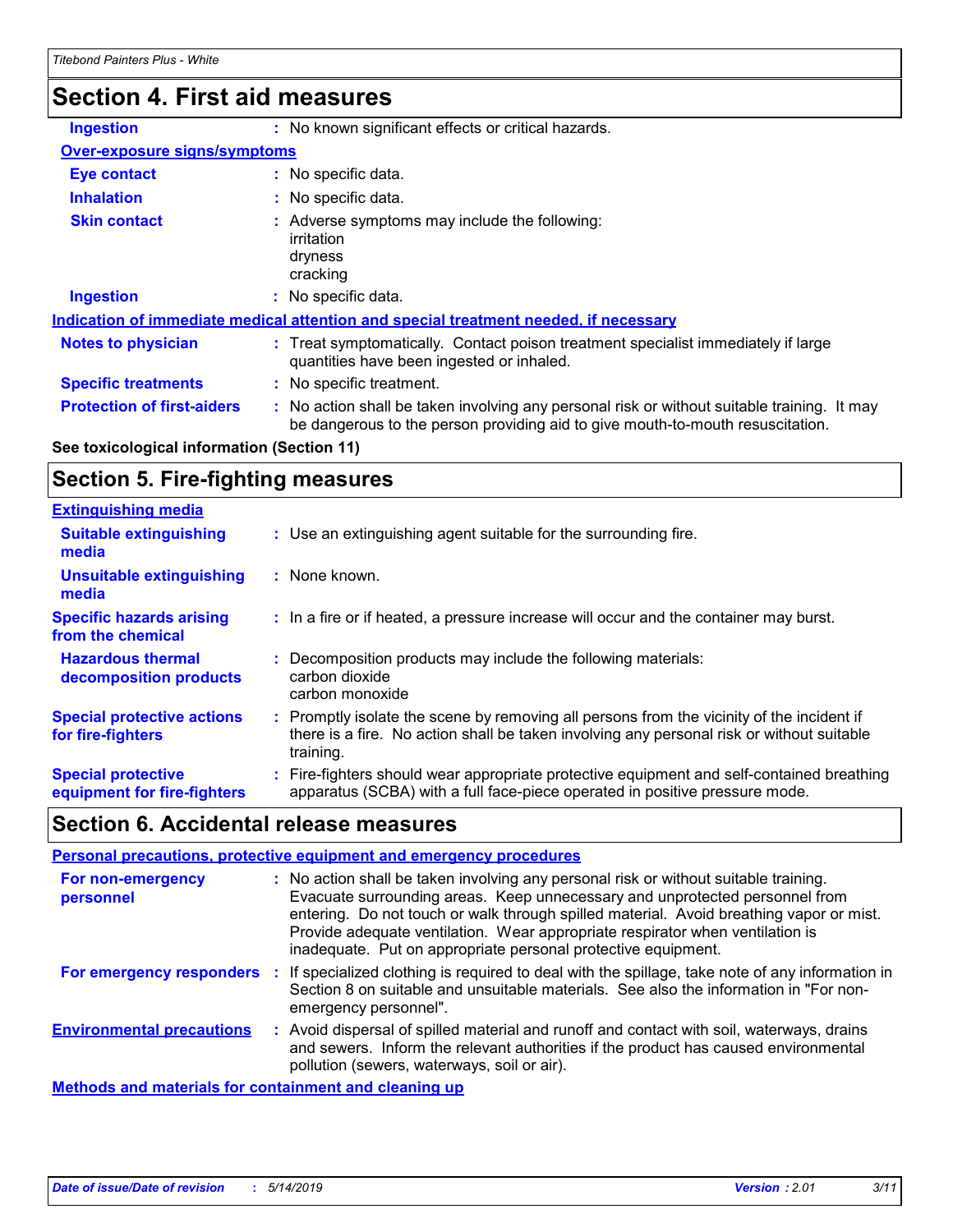## Section 4. First aid measures

**Ingestion** : No known significant effects or critical hazards.

**Over-exposure signs/symptoms**

**Eye contact** : No specific data.

**Inhalation** : No specific data.

**Skin contact** : Adverse symptoms may include the following:
irritation
dryness
cracking

**Ingestion** : No specific data.

**Indication of immediate medical attention and special treatment needed, if necessary**

**Notes to physician** : Treat symptomatically. Contact poison treatment specialist immediately if large quantities have been ingested or inhaled.

**Specific treatments** : No specific treatment.

**Protection of first-aiders** : No action shall be taken involving any personal risk or without suitable training. It may be dangerous to the person providing aid to give mouth-to-mouth resuscitation.

**See toxicological information (Section 11)**

## Section 5. Fire-fighting measures

**Extinguishing media**

**Suitable extinguishing media** : Use an extinguishing agent suitable for the surrounding fire.

**Unsuitable extinguishing media** : None known.

**Specific hazards arising from the chemical** : In a fire or if heated, a pressure increase will occur and the container may burst.

**Hazardous thermal decomposition products** : Decomposition products may include the following materials:
carbon dioxide
carbon monoxide

**Special protective actions for fire-fighters** : Promptly isolate the scene by removing all persons from the vicinity of the incident if there is a fire. No action shall be taken involving any personal risk or without suitable training.

**Special protective equipment for fire-fighters** : Fire-fighters should wear appropriate protective equipment and self-contained breathing apparatus (SCBA) with a full face-piece operated in positive pressure mode.

## Section 6. Accidental release measures

**Personal precautions, protective equipment and emergency procedures**

**For non-emergency personnel** : No action shall be taken involving any personal risk or without suitable training. Evacuate surrounding areas. Keep unnecessary and unprotected personnel from entering. Do not touch or walk through spilled material. Avoid breathing vapor or mist. Provide adequate ventilation. Wear appropriate respirator when ventilation is inadequate. Put on appropriate personal protective equipment.

**For emergency responders** : If specialized clothing is required to deal with the spillage, take note of any information in Section 8 on suitable and unsuitable materials. See also the information in "For non-emergency personnel".

**Environmental precautions** : Avoid dispersal of spilled material and runoff and contact with soil, waterways, drains and sewers. Inform the relevant authorities if the product has caused environmental pollution (sewers, waterways, soil or air).

**Methods and materials for containment and cleaning up**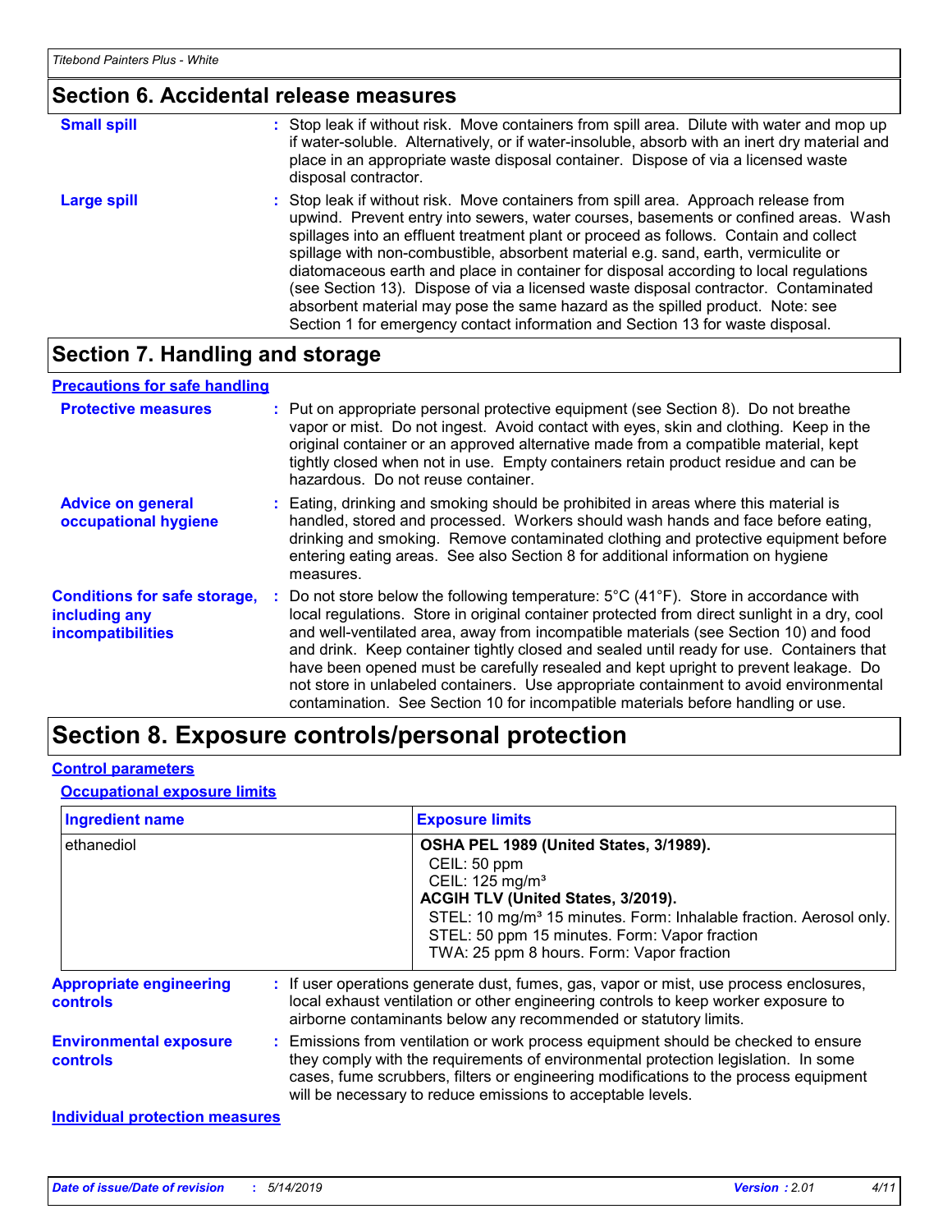## Section 6. Accidental release measures

**Small spill** : Stop leak if without risk. Move containers from spill area. Dilute with water and mop up if water-soluble. Alternatively, or if water-insoluble, absorb with an inert dry material and place in an appropriate waste disposal container. Dispose of via a licensed waste disposal contractor.

**Large spill** : Stop leak if without risk. Move containers from spill area. Approach release from upwind. Prevent entry into sewers, water courses, basements or confined areas. Wash spillages into an effluent treatment plant or proceed as follows. Contain and collect spillage with non-combustible, absorbent material e.g. sand, earth, vermiculite or diatomaceous earth and place in container for disposal according to local regulations (see Section 13). Dispose of via a licensed waste disposal contractor. Contaminated absorbent material may pose the same hazard as the spilled product. Note: see Section 1 for emergency contact information and Section 13 for waste disposal.

## Section 7. Handling and storage

### Precautions for safe handling

**Protective measures** : Put on appropriate personal protective equipment (see Section 8). Do not breathe vapor or mist. Do not ingest. Avoid contact with eyes, skin and clothing. Keep in the original container or an approved alternative made from a compatible material, kept tightly closed when not in use. Empty containers retain product residue and can be hazardous. Do not reuse container.

**Advice on general occupational hygiene** : Eating, drinking and smoking should be prohibited in areas where this material is handled, stored and processed. Workers should wash hands and face before eating, drinking and smoking. Remove contaminated clothing and protective equipment before entering eating areas. See also Section 8 for additional information on hygiene measures.

**Conditions for safe storage, including any incompatibilities** : Do not store below the following temperature: 5°C (41°F). Store in accordance with local regulations. Store in original container protected from direct sunlight in a dry, cool and well-ventilated area, away from incompatible materials (see Section 10) and food and drink. Keep container tightly closed and sealed until ready for use. Containers that have been opened must be carefully resealed and kept upright to prevent leakage. Do not store in unlabeled containers. Use appropriate containment to avoid environmental contamination. See Section 10 for incompatible materials before handling or use.

## Section 8. Exposure controls/personal protection

### Control parameters

#### Occupational exposure limits

| Ingredient name | Exposure limits |
|---|---|
| ethanediol | **OSHA PEL 1989 (United States, 3/1989).**<br>CEIL: 50 ppm<br>CEIL: 125 mg/m³<br>**ACGIH TLV (United States, 3/2019).**<br>STEL: 10 mg/m³ 15 minutes. Form: Inhalable fraction. Aerosol only.<br>STEL: 50 ppm 15 minutes. Form: Vapor fraction<br>TWA: 25 ppm 8 hours. Form: Vapor fraction |

**Appropriate engineering controls** : If user operations generate dust, fumes, gas, vapor or mist, use process enclosures, local exhaust ventilation or other engineering controls to keep worker exposure to airborne contaminants below any recommended or statutory limits.

**Environmental exposure controls** : Emissions from ventilation or work process equipment should be checked to ensure they comply with the requirements of environmental protection legislation. In some cases, fume scrubbers, filters or engineering modifications to the process equipment will be necessary to reduce emissions to acceptable levels.

### Individual protection measures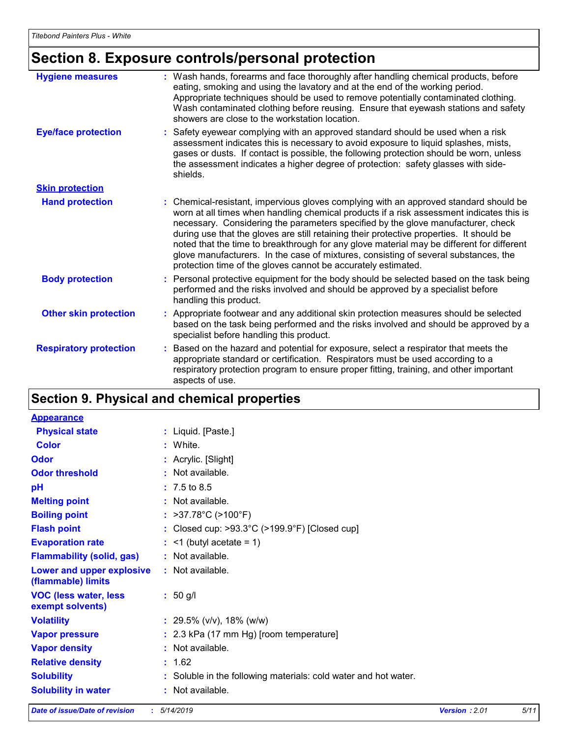## Section 8. Exposure controls/personal protection

| | |
|---|---|
| **Hygiene measures** | : Wash hands, forearms and face thoroughly after handling chemical products, before eating, smoking and using the lavatory and at the end of the working period. Appropriate techniques should be used to remove potentially contaminated clothing. Wash contaminated clothing before reusing. Ensure that eyewash stations and safety showers are close to the workstation location. |
| **Eye/face protection** | : Safety eyewear complying with an approved standard should be used when a risk assessment indicates this is necessary to avoid exposure to liquid splashes, mists, gases or dusts. If contact is possible, the following protection should be worn, unless the assessment indicates a higher degree of protection: safety glasses with side-shields. |
| **Skin protection** | |
| **Hand protection** | : Chemical-resistant, impervious gloves complying with an approved standard should be worn at all times when handling chemical products if a risk assessment indicates this is necessary. Considering the parameters specified by the glove manufacturer, check during use that the gloves are still retaining their protective properties. It should be noted that the time to breakthrough for any glove material may be different for different glove manufacturers. In the case of mixtures, consisting of several substances, the protection time of the gloves cannot be accurately estimated. |
| **Body protection** | : Personal protective equipment for the body should be selected based on the task being performed and the risks involved and should be approved by a specialist before handling this product. |
| **Other skin protection** | : Appropriate footwear and any additional skin protection measures should be selected based on the task being performed and the risks involved and should be approved by a specialist before handling this product. |
| **Respiratory protection** | : Based on the hazard and potential for exposure, select a respirator that meets the appropriate standard or certification. Respirators must be used according to a respiratory protection program to ensure proper fitting, training, and other important aspects of use. |

## Section 9. Physical and chemical properties

| | |
|---|---|
| **Appearance** | |
| **Physical state** | : Liquid. [Paste.] |
| **Color** | : White. |
| **Odor** | : Acrylic. [Slight] |
| **Odor threshold** | : Not available. |
| **pH** | : 7.5 to 8.5 |
| **Melting point** | : Not available. |
| **Boiling point** | : >37.78°C (>100°F) |
| **Flash point** | : Closed cup: >93.3°C (>199.9°F) [Closed cup] |
| **Evaporation rate** | : <1 (butyl acetate = 1) |
| **Flammability (solid, gas)** | : Not available. |
| **Lower and upper explosive (flammable) limits** | : Not available. |
| **VOC (less water, less exempt solvents)** | : 50 g/l |
| **Volatility** | : 29.5% (v/v), 18% (w/w) |
| **Vapor pressure** | : 2.3 kPa (17 mm Hg) [room temperature] |
| **Vapor density** | : Not available. |
| **Relative density** | : 1.62 |
| **Solubility** | : Soluble in the following materials: cold water and hot water. |
| **Solubility in water** | : Not available. |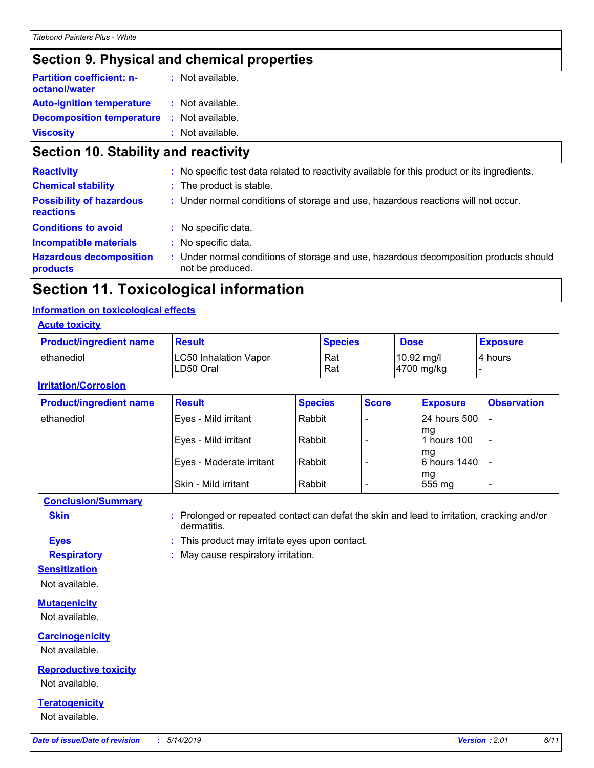## Section 9. Physical and chemical properties

**Partition coefficient: n-octanol/water** : Not available.

**Auto-ignition temperature** : Not available.

**Decomposition temperature** : Not available.

**Viscosity** : Not available.

## Section 10. Stability and reactivity

**Reactivity** : No specific test data related to reactivity available for this product or its ingredients.

**Chemical stability** : The product is stable.

**Possibility of hazardous reactions** : Under normal conditions of storage and use, hazardous reactions will not occur.

**Conditions to avoid** : No specific data.

**Incompatible materials** : No specific data.

**Hazardous decomposition products** : Under normal conditions of storage and use, hazardous decomposition products should not be produced.

## Section 11. Toxicological information

### Information on toxicological effects

#### Acute toxicity

| Product/ingredient name | Result | Species | Dose | Exposure |
|---|---|---|---|---|
| ethanediol | LC50 Inhalation Vapor | Rat | 10.92 mg/l | 4 hours |
| | LD50 Oral | Rat | 4700 mg/kg | - |

#### Irritation/Corrosion

| Product/ingredient name | Result | Species | Score | Exposure | Observation |
|---|---|---|---|---|---|
| ethanediol | Eyes - Mild irritant | Rabbit | - | 24 hours 500 mg | - |
| | Eyes - Mild irritant | Rabbit | - | 1 hours 100 mg | - |
| | Eyes - Moderate irritant | Rabbit | - | 6 hours 1440 mg | - |
| | Skin - Mild irritant | Rabbit | - | 555 mg | - |

#### Conclusion/Summary

**Skin** : Prolonged or repeated contact can defat the skin and lead to irritation, cracking and/or dermatitis.

**Eyes** : This product may irritate eyes upon contact.

**Respiratory** : May cause respiratory irritation.

#### Sensitization

Not available.

#### Mutagenicity

Not available.

#### Carcinogenicity

Not available.

#### Reproductive toxicity

Not available.

#### Teratogenicity

Not available.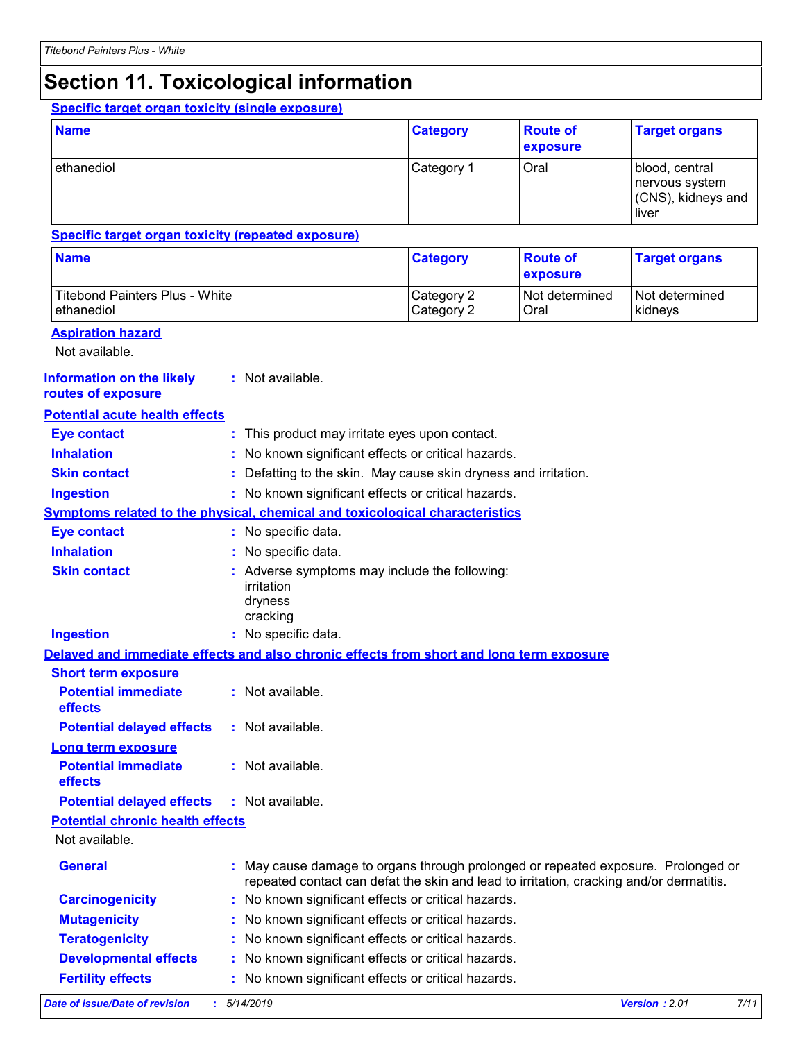# Section 11. Toxicological information

**Specific target organ toxicity (single exposure)**

| Name | Category | Route of exposure | Target organs |
|---|---|---|---|
| ethanediol | Category 1 | Oral | blood, central nervous system (CNS), kidneys and liver |

**Specific target organ toxicity (repeated exposure)**

| Name | Category | Route of exposure | Target organs |
|---|---|---|---|
| Titebond Painters Plus - White | Category 2 | Not determined | Not determined |
| ethanediol | Category 2 | Oral | kidneys |

**Aspiration hazard**

Not available.

**Information on the likely routes of exposure** : Not available.

**Potential acute health effects**

- **Eye contact** : This product may irritate eyes upon contact.
- **Inhalation** : No known significant effects or critical hazards.
- **Skin contact** : Defatting to the skin. May cause skin dryness and irritation.
- **Ingestion** : No known significant effects or critical hazards.

**Symptoms related to the physical, chemical and toxicological characteristics**

- **Eye contact** : No specific data.
- **Inhalation** : No specific data.
- **Skin contact** : Adverse symptoms may include the following:
  irritation
  dryness
  cracking
- **Ingestion** : No specific data.

**Delayed and immediate effects and also chronic effects from short and long term exposure**

**Short term exposure**

- **Potential immediate effects** : Not available.
- **Potential delayed effects** : Not available.

**Long term exposure**

- **Potential immediate effects** : Not available.
- **Potential delayed effects** : Not available.

**Potential chronic health effects**

Not available.

- **General** : May cause damage to organs through prolonged or repeated exposure. Prolonged or repeated contact can defat the skin and lead to irritation, cracking and/or dermatitis.
- **Carcinogenicity** : No known significant effects or critical hazards.
- **Mutagenicity** : No known significant effects or critical hazards.
- **Teratogenicity** : No known significant effects or critical hazards.
- **Developmental effects** : No known significant effects or critical hazards.
- **Fertility effects** : No known significant effects or critical hazards.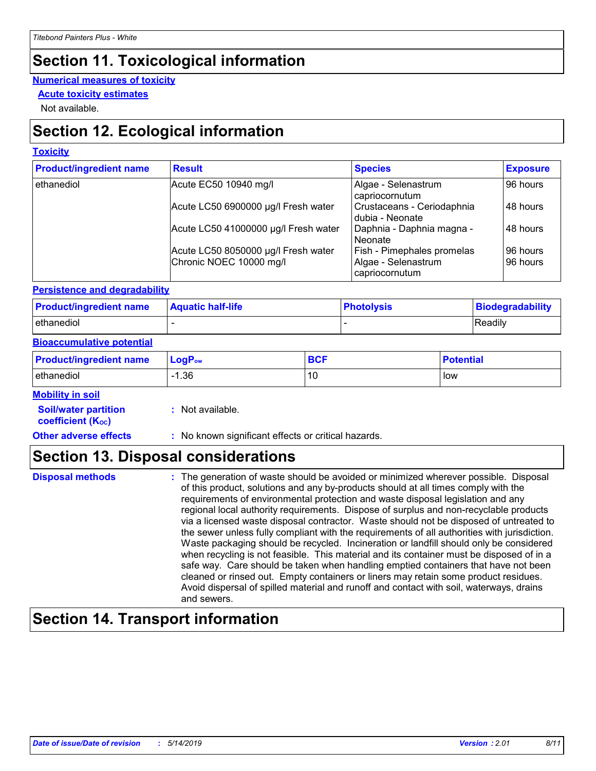# Section 11. Toxicological information

**Numerical measures of toxicity**

**Acute toxicity estimates**

Not available.

# Section 12. Ecological information

**Toxicity**

| Product/ingredient name | Result | Species | Exposure |
|---|---|---|---|
| ethanediol | Acute EC50 10940 mg/l | Algae - Selenastrum capriocornutum | 96 hours |
| | Acute LC50 6900000 µg/l Fresh water | Crustaceans - Ceriodaphnia dubia - Neonate | 48 hours |
| | Acute LC50 41000000 µg/l Fresh water | Daphnia - Daphnia magna - Neonate | 48 hours |
| | Acute LC50 8050000 µg/l Fresh water | Fish - Pimephales promelas | 96 hours |
| | Chronic NOEC 10000 mg/l | Algae - Selenastrum capriocornutum | 96 hours |

**Persistence and degradability**

| Product/ingredient name | Aquatic half-life | Photolysis | Biodegradability |
|---|---|---|---|
| ethanediol | - | - | Readily |

**Bioaccumulative potential**

| Product/ingredient name | $LogP_{ow}$ | BCF | Potential |
|---|---|---|---|
| ethanediol | -1.36 | 10 | low |

**Mobility in soil**

**Soil/water partition coefficient ($K_{OC}$)** : Not available.

**Other adverse effects** : No known significant effects or critical hazards.

# Section 13. Disposal considerations

**Disposal methods** : The generation of waste should be avoided or minimized wherever possible. Disposal of this product, solutions and any by-products should at all times comply with the requirements of environmental protection and waste disposal legislation and any regional local authority requirements. Dispose of surplus and non-recyclable products via a licensed waste disposal contractor. Waste should not be disposed of untreated to the sewer unless fully compliant with the requirements of all authorities with jurisdiction. Waste packaging should be recycled. Incineration or landfill should only be considered when recycling is not feasible. This material and its container must be disposed of in a safe way. Care should be taken when handling emptied containers that have not been cleaned or rinsed out. Empty containers or liners may retain some product residues. Avoid dispersal of spilled material and runoff and contact with soil, waterways, drains and sewers.

# Section 14. Transport information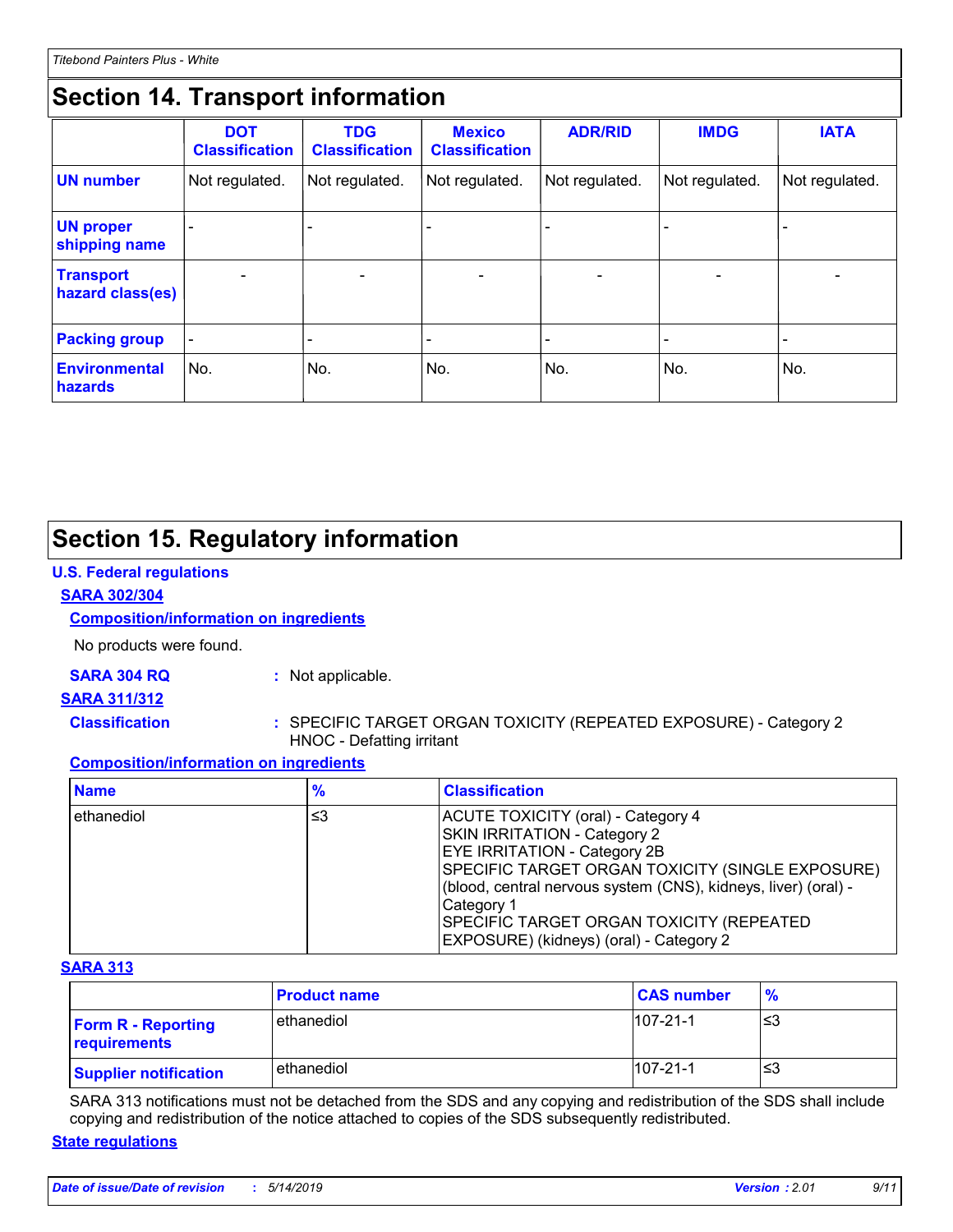# Section 14. Transport information

| | DOT Classification | TDG Classification | Mexico Classification | ADR/RID | IMDG | IATA |
|---|---|---|---|---|---|---|
| **UN number** | Not regulated. | Not regulated. | Not regulated. | Not regulated. | Not regulated. | Not regulated. |
| **UN proper shipping name** | - | - | - | - | - | - |
| **Transport hazard class(es)** | - | - | - | - | - | - |
| **Packing group** | - | - | - | - | - | - |
| **Environmental hazards** | No. | No. | No. | No. | No. | No. |

# Section 15. Regulatory information

**U.S. Federal regulations**

**SARA 302/304**

**Composition/information on ingredients**

No products were found.

**SARA 304 RQ** : Not applicable.

**SARA 311/312**

**Classification** : SPECIFIC TARGET ORGAN TOXICITY (REPEATED EXPOSURE) - Category 2
HNOC - Defatting irritant

**Composition/information on ingredients**

| Name | % | Classification |
|---|---|---|
| ethanediol | ≤3 | ACUTE TOXICITY (oral) - Category 4<br>SKIN IRRITATION - Category 2<br>EYE IRRITATION - Category 2B<br>SPECIFIC TARGET ORGAN TOXICITY (SINGLE EXPOSURE) (blood, central nervous system (CNS), kidneys, liver) (oral) - Category 1<br>SPECIFIC TARGET ORGAN TOXICITY (REPEATED EXPOSURE) (kidneys) (oral) - Category 2 |

**SARA 313**

| | Product name | CAS number | % |
|---|---|---|---|
| **Form R - Reporting requirements** | ethanediol | 107-21-1 | ≤3 |
| **Supplier notification** | ethanediol | 107-21-1 | ≤3 |

SARA 313 notifications must not be detached from the SDS and any copying and redistribution of the SDS shall include copying and redistribution of the notice attached to copies of the SDS subsequently redistributed.

**State regulations**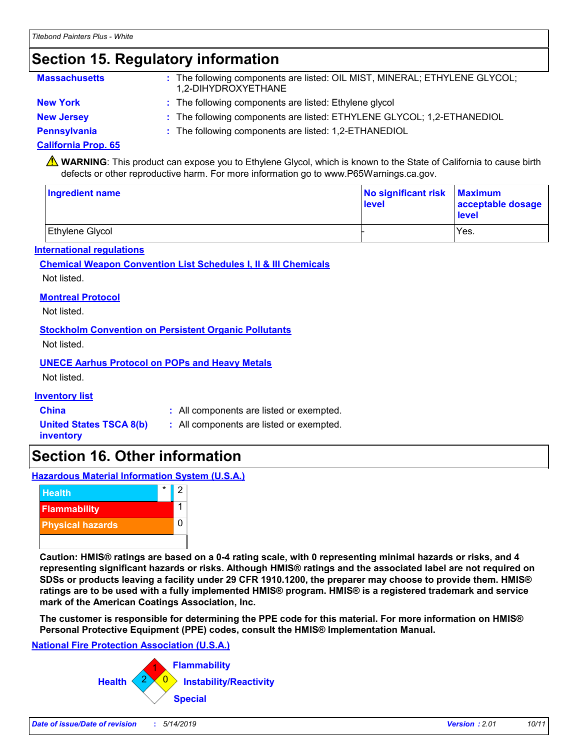## Section 15. Regulatory information

**Massachusetts** : The following components are listed: OIL MIST, MINERAL; ETHYLENE GLYCOL; 1,2-DIHYDROXYETHANE

**New York** : The following components are listed: Ethylene glycol

**New Jersey** : The following components are listed: ETHYLENE GLYCOL; 1,2-ETHANEDIOL

**Pennsylvania** : The following components are listed: 1,2-ETHANEDIOL

**California Prop. 65**

⚠ **WARNING**: This product can expose you to Ethylene Glycol, which is known to the State of California to cause birth defects or other reproductive harm. For more information go to www.P65Warnings.ca.gov.

| Ingredient name | No significant risk level | Maximum acceptable dosage level |
|---|---|---|
| Ethylene Glycol | - | Yes. |

**International regulations**

**Chemical Weapon Convention List Schedules I, II & III Chemicals**

Not listed.

**Montreal Protocol**

Not listed.

**Stockholm Convention on Persistent Organic Pollutants**

Not listed.

**UNECE Aarhus Protocol on POPs and Heavy Metals**

Not listed.

**Inventory list**

**China** : All components are listed or exempted.

**United States TSCA 8(b) inventory** : All components are listed or exempted.

## Section 16. Other information

**Hazardous Material Information System (U.S.A.)**

| | | |
|---|---|---|
| Health | * | 2 |
| Flammability | | 1 |
| Physical hazards | | 0 |

**Caution: HMIS® ratings are based on a 0-4 rating scale, with 0 representing minimal hazards or risks, and 4 representing significant hazards or risks. Although HMIS® ratings and the associated label are not required on SDSs or products leaving a facility under 29 CFR 1910.1200, the preparer may choose to provide them. HMIS® ratings are to be used with a fully implemented HMIS® program. HMIS® is a registered trademark and service mark of the American Coatings Association, Inc.**

**The customer is responsible for determining the PPE code for this material. For more information on HMIS® Personal Protective Equipment (PPE) codes, consult the HMIS® Implementation Manual.**

**National Fire Protection Association (U.S.A.)**

Flammability: 1

Health: 2

Instability/Reactivity: 0

Special: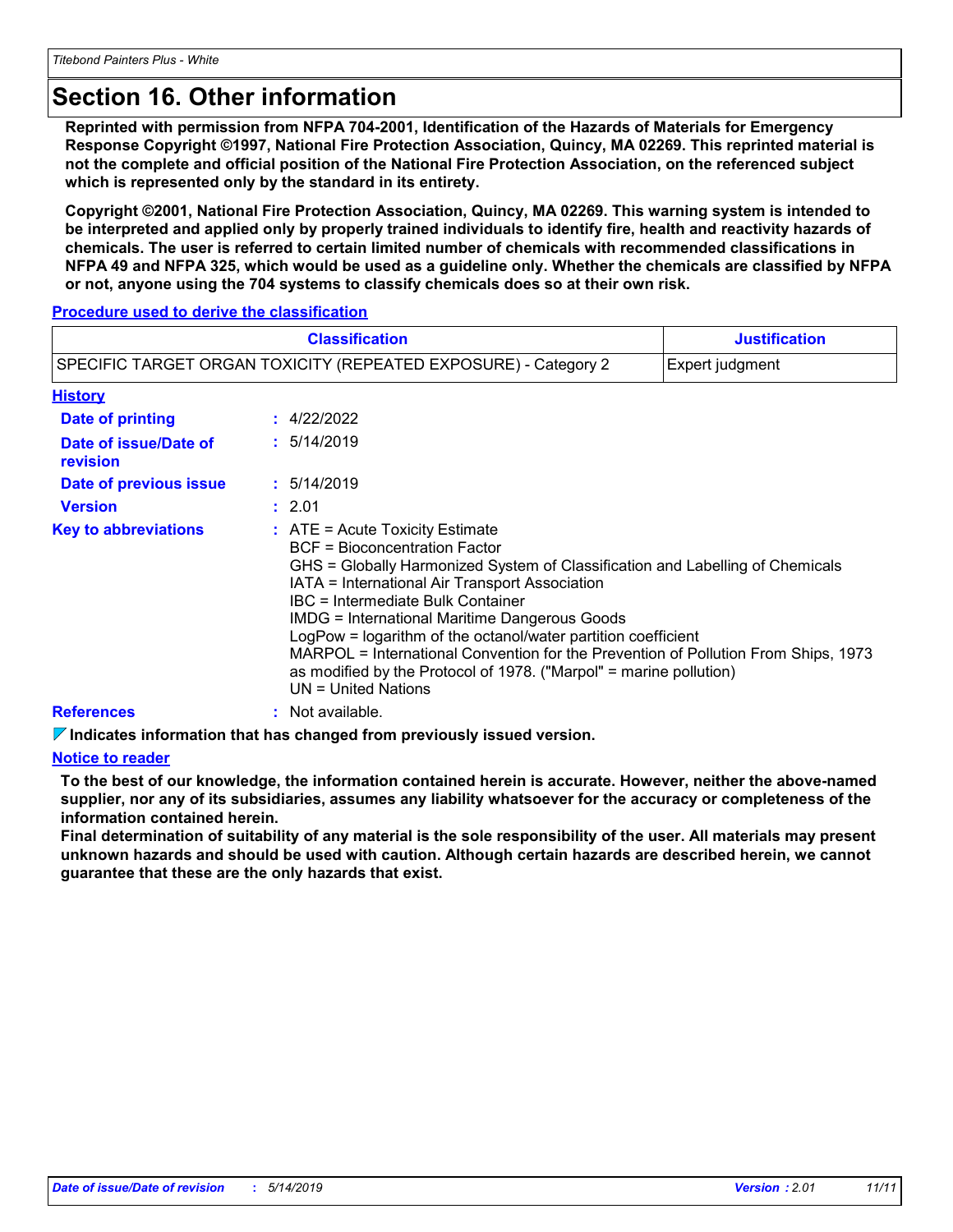# Section 16. Other information

**Reprinted with permission from NFPA 704-2001, Identification of the Hazards of Materials for Emergency Response Copyright ©1997, National Fire Protection Association, Quincy, MA 02269. This reprinted material is not the complete and official position of the National Fire Protection Association, on the referenced subject which is represented only by the standard in its entirety.**

**Copyright ©2001, National Fire Protection Association, Quincy, MA 02269. This warning system is intended to be interpreted and applied only by properly trained individuals to identify fire, health and reactivity hazards of chemicals. The user is referred to certain limited number of chemicals with recommended classifications in NFPA 49 and NFPA 325, which would be used as a guideline only. Whether the chemicals are classified by NFPA or not, anyone using the 704 systems to classify chemicals does so at their own risk.**

**Procedure used to derive the classification**

| Classification | Justification |
|---|---|
| SPECIFIC TARGET ORGAN TOXICITY (REPEATED EXPOSURE) - Category 2 | Expert judgment |

**History**

**Date of printing** : 4/22/2022

**Date of issue/Date of revision** : 5/14/2019

**Date of previous issue** : 5/14/2019

**Version** : 2.01

**Key to abbreviations** : ATE = Acute Toxicity Estimate
BCF = Bioconcentration Factor
GHS = Globally Harmonized System of Classification and Labelling of Chemicals
IATA = International Air Transport Association
IBC = Intermediate Bulk Container
IMDG = International Maritime Dangerous Goods
LogPow = logarithm of the octanol/water partition coefficient
MARPOL = International Convention for the Prevention of Pollution From Ships, 1973 as modified by the Protocol of 1978. ("Marpol" = marine pollution)
UN = United Nations

**References** : Not available.

**Indicates information that has changed from previously issued version.**

**Notice to reader**

**To the best of our knowledge, the information contained herein is accurate. However, neither the above-named supplier, nor any of its subsidiaries, assumes any liability whatsoever for the accuracy or completeness of the information contained herein.**

**Final determination of suitability of any material is the sole responsibility of the user. All materials may present unknown hazards and should be used with caution. Although certain hazards are described herein, we cannot guarantee that these are the only hazards that exist.**